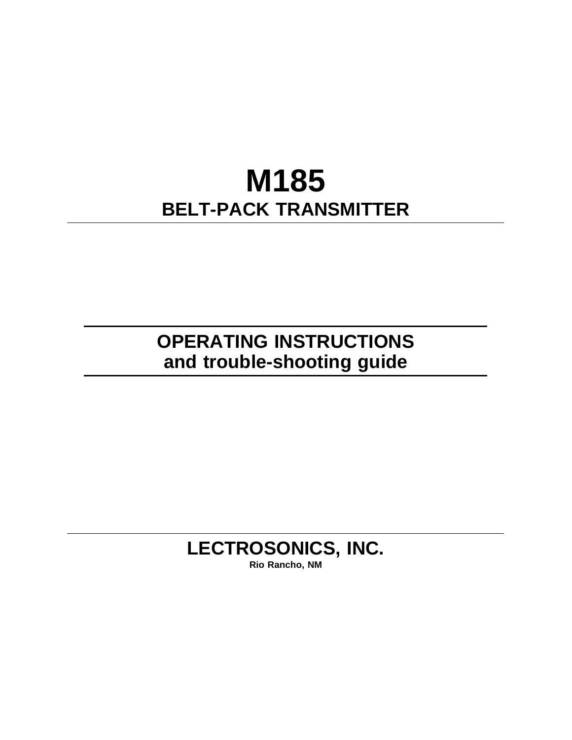# M185

## BELT-PACK TRANSMITTER

---

## OPERATING INSTRUCTIONS
## and trouble-shooting guide

---

## LECTROSONICS, INC.

**Rio Rancho, NM**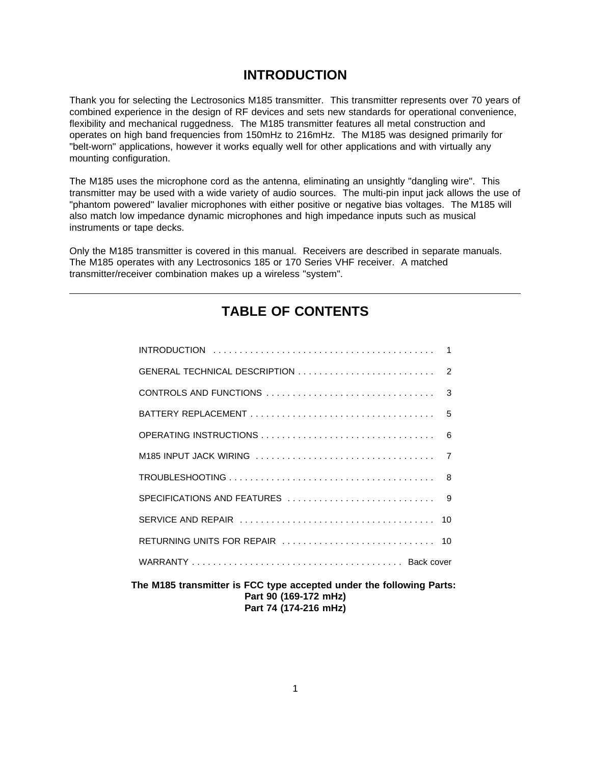# INTRODUCTION

Thank you for selecting the Lectrosonics M185 transmitter. This transmitter represents over 70 years of combined experience in the design of RF devices and sets new standards for operational convenience, flexibility and mechanical ruggedness. The M185 transmitter features all metal construction and operates on high band frequencies from 150mHz to 216mHz. The M185 was designed primarily for "belt-worn" applications, however it works equally well for other applications and with virtually any mounting configuration.

The M185 uses the microphone cord as the antenna, eliminating an unsightly "dangling wire". This transmitter may be used with a wide variety of audio sources. The multi-pin input jack allows the use of "phantom powered" lavalier microphones with either positive or negative bias voltages. The M185 will also match low impedance dynamic microphones and high impedance inputs such as musical instruments or tape decks.

Only the M185 transmitter is covered in this manual. Receivers are described in separate manuals. The M185 operates with any Lectrosonics 185 or 170 Series VHF receiver. A matched transmitter/receiver combination makes up a wireless "system".

---

# TABLE OF CONTENTS

| | |
|---|---|
| INTRODUCTION | 1 |
| GENERAL TECHNICAL DESCRIPTION | 2 |
| CONTROLS AND FUNCTIONS | 3 |
| BATTERY REPLACEMENT | 5 |
| OPERATING INSTRUCTIONS | 6 |
| M185 INPUT JACK WIRING | 7 |
| TROUBLESHOOTING | 8 |
| SPECIFICATIONS AND FEATURES | 9 |
| SERVICE AND REPAIR | 10 |
| RETURNING UNITS FOR REPAIR | 10 |
| WARRANTY | Back cover |

**The M185 transmitter is FCC type accepted under the following Parts:**
**Part 90 (169-172 mHz)**
**Part 74 (174-216 mHz)**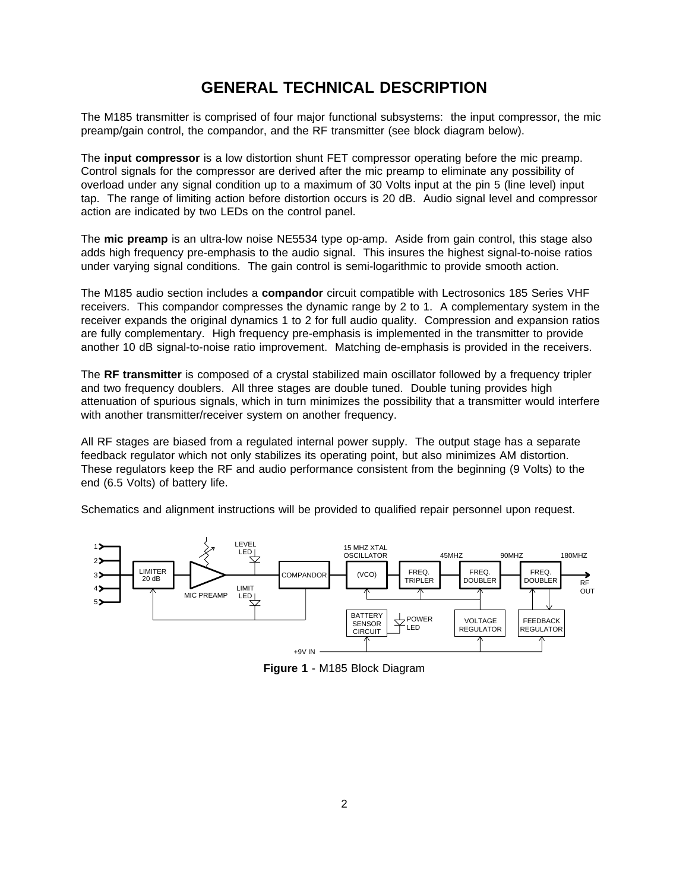# GENERAL TECHNICAL DESCRIPTION

The M185 transmitter is comprised of four major functional subsystems: the input compressor, the mic preamp/gain control, the compandor, and the RF transmitter (see block diagram below).

The **input compressor** is a low distortion shunt FET compressor operating before the mic preamp. Control signals for the compressor are derived after the mic preamp to eliminate any possibility of overload under any signal condition up to a maximum of 30 Volts input at the pin 5 (line level) input tap. The range of limiting action before distortion occurs is 20 dB. Audio signal level and compressor action are indicated by two LEDs on the control panel.

The **mic preamp** is an ultra-low noise NE5534 type op-amp. Aside from gain control, this stage also adds high frequency pre-emphasis to the audio signal. This insures the highest signal-to-noise ratios under varying signal conditions. The gain control is semi-logarithmic to provide smooth action.

The M185 audio section includes a **compandor** circuit compatible with Lectrosonics 185 Series VHF receivers. This compandor compresses the dynamic range by 2 to 1. A complementary system in the receiver expands the original dynamics 1 to 2 for full audio quality. Compression and expansion ratios are fully complementary. High frequency pre-emphasis is implemented in the transmitter to provide another 10 dB signal-to-noise ratio improvement. Matching de-emphasis is provided in the receivers.

The **RF transmitter** is composed of a crystal stabilized main oscillator followed by a frequency tripler and two frequency doublers. All three stages are double tuned. Double tuning provides high attenuation of spurious signals, which in turn minimizes the possibility that a transmitter would interfere with another transmitter/receiver system on another frequency.

All RF stages are biased from a regulated internal power supply. The output stage has a separate feedback regulator which not only stabilizes its operating point, but also minimizes AM distortion. These regulators keep the RF and audio performance consistent from the beginning (9 Volts) to the end (6.5 Volts) of battery life.

Schematics and alignment instructions will be provided to qualified repair personnel upon request.

**Figure 1** - M185 Block Diagram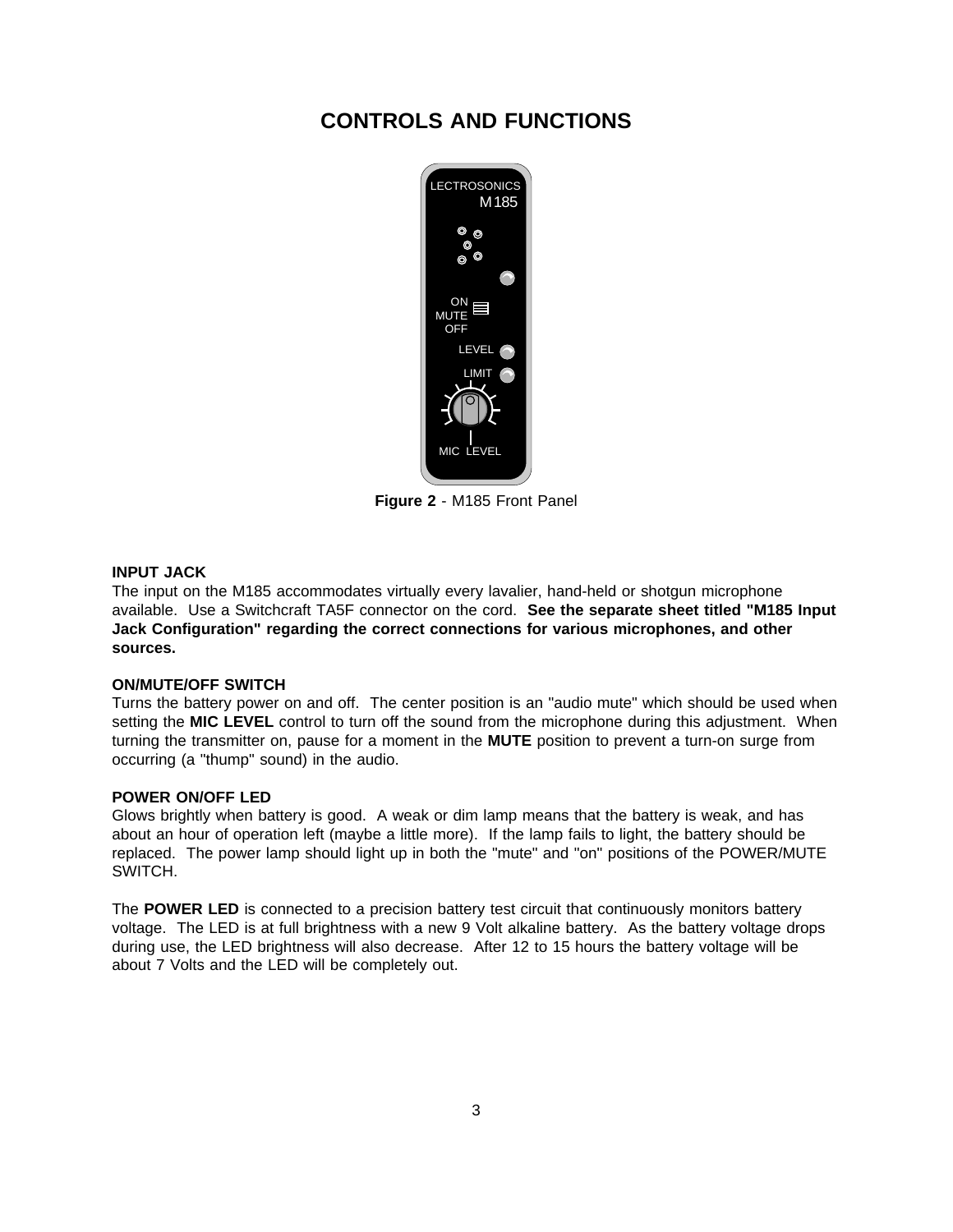# CONTROLS AND FUNCTIONS

**Figure 2** - M185 Front Panel

**INPUT JACK**

The input on the M185 accommodates virtually every lavalier, hand-held or shotgun microphone available. Use a Switchcraft TA5F connector on the cord. **See the separate sheet titled "M185 Input Jack Configuration" regarding the correct connections for various microphones, and other sources.**

**ON/MUTE/OFF SWITCH**

Turns the battery power on and off. The center position is an "audio mute" which should be used when setting the **MIC LEVEL** control to turn off the sound from the microphone during this adjustment. When turning the transmitter on, pause for a moment in the **MUTE** position to prevent a turn-on surge from occurring (a "thump" sound) in the audio.

**POWER ON/OFF LED**

Glows brightly when battery is good. A weak or dim lamp means that the battery is weak, and has about an hour of operation left (maybe a little more). If the lamp fails to light, the battery should be replaced. The power lamp should light up in both the "mute" and "on" positions of the POWER/MUTE SWITCH.

The **POWER LED** is connected to a precision battery test circuit that continuously monitors battery voltage. The LED is at full brightness with a new 9 Volt alkaline battery. As the battery voltage drops during use, the LED brightness will also decrease. After 12 to 15 hours the battery voltage will be about 7 Volts and the LED will be completely out.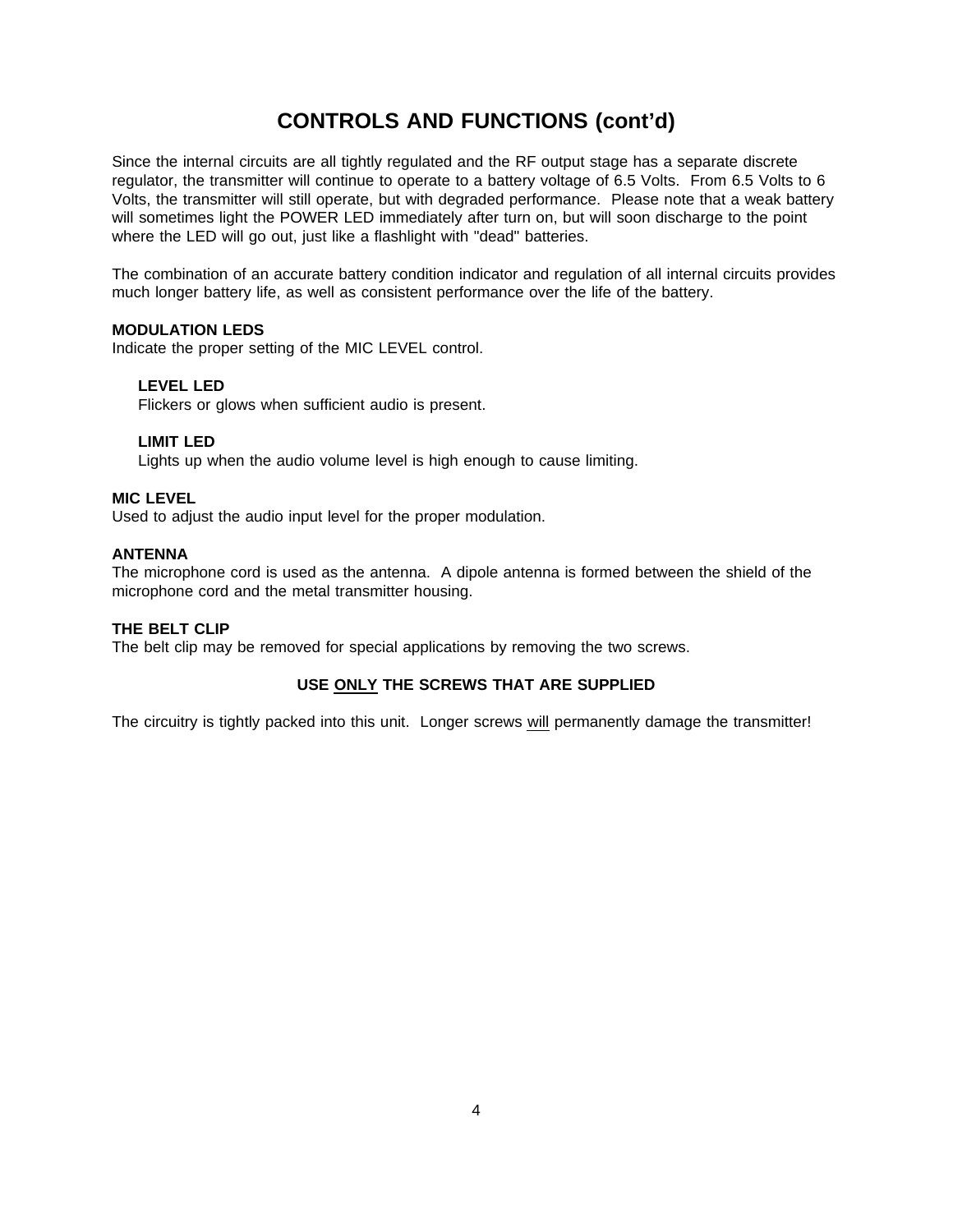# CONTROLS AND FUNCTIONS (cont'd)

Since the internal circuits are all tightly regulated and the RF output stage has a separate discrete regulator, the transmitter will continue to operate to a battery voltage of 6.5 Volts. From 6.5 Volts to 6 Volts, the transmitter will still operate, but with degraded performance. Please note that a weak battery will sometimes light the POWER LED immediately after turn on, but will soon discharge to the point where the LED will go out, just like a flashlight with "dead" batteries.

The combination of an accurate battery condition indicator and regulation of all internal circuits provides much longer battery life, as well as consistent performance over the life of the battery.

**MODULATION LEDS**
Indicate the proper setting of the MIC LEVEL control.

**LEVEL LED**
Flickers or glows when sufficient audio is present.

**LIMIT LED**
Lights up when the audio volume level is high enough to cause limiting.

**MIC LEVEL**
Used to adjust the audio input level for the proper modulation.

**ANTENNA**
The microphone cord is used as the antenna. A dipole antenna is formed between the shield of the microphone cord and the metal transmitter housing.

**THE BELT CLIP**
The belt clip may be removed for special applications by removing the two screws.

**USE <u>ONLY</u> THE SCREWS THAT ARE SUPPLIED**

The circuitry is tightly packed into this unit. Longer screws <u>will</u> permanently damage the transmitter!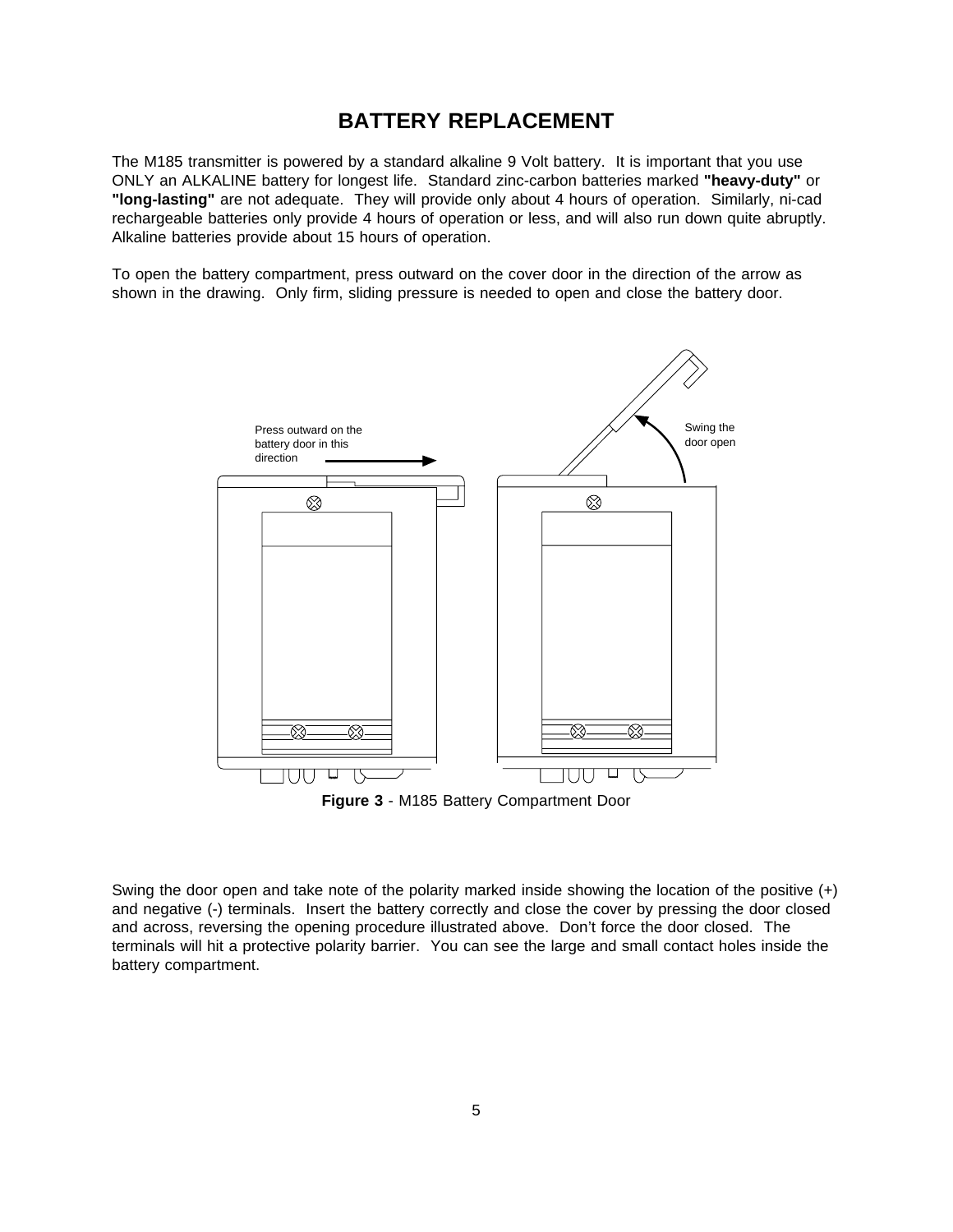# BATTERY REPLACEMENT

The M185 transmitter is powered by a standard alkaline 9 Volt battery. It is important that you use ONLY an ALKALINE battery for longest life. Standard zinc-carbon batteries marked **"heavy-duty"** or **"long-lasting"** are not adequate. They will provide only about 4 hours of operation. Similarly, ni-cad rechargeable batteries only provide 4 hours of operation or less, and will also run down quite abruptly. Alkaline batteries provide about 15 hours of operation.

To open the battery compartment, press outward on the cover door in the direction of the arrow as shown in the drawing. Only firm, sliding pressure is needed to open and close the battery door.

Press outward on the battery door in this direction

Swing the door open

**Figure 3** - M185 Battery Compartment Door

Swing the door open and take note of the polarity marked inside showing the location of the positive (+) and negative (-) terminals. Insert the battery correctly and close the cover by pressing the door closed and across, reversing the opening procedure illustrated above. Don't force the door closed. The terminals will hit a protective polarity barrier. You can see the large and small contact holes inside the battery compartment.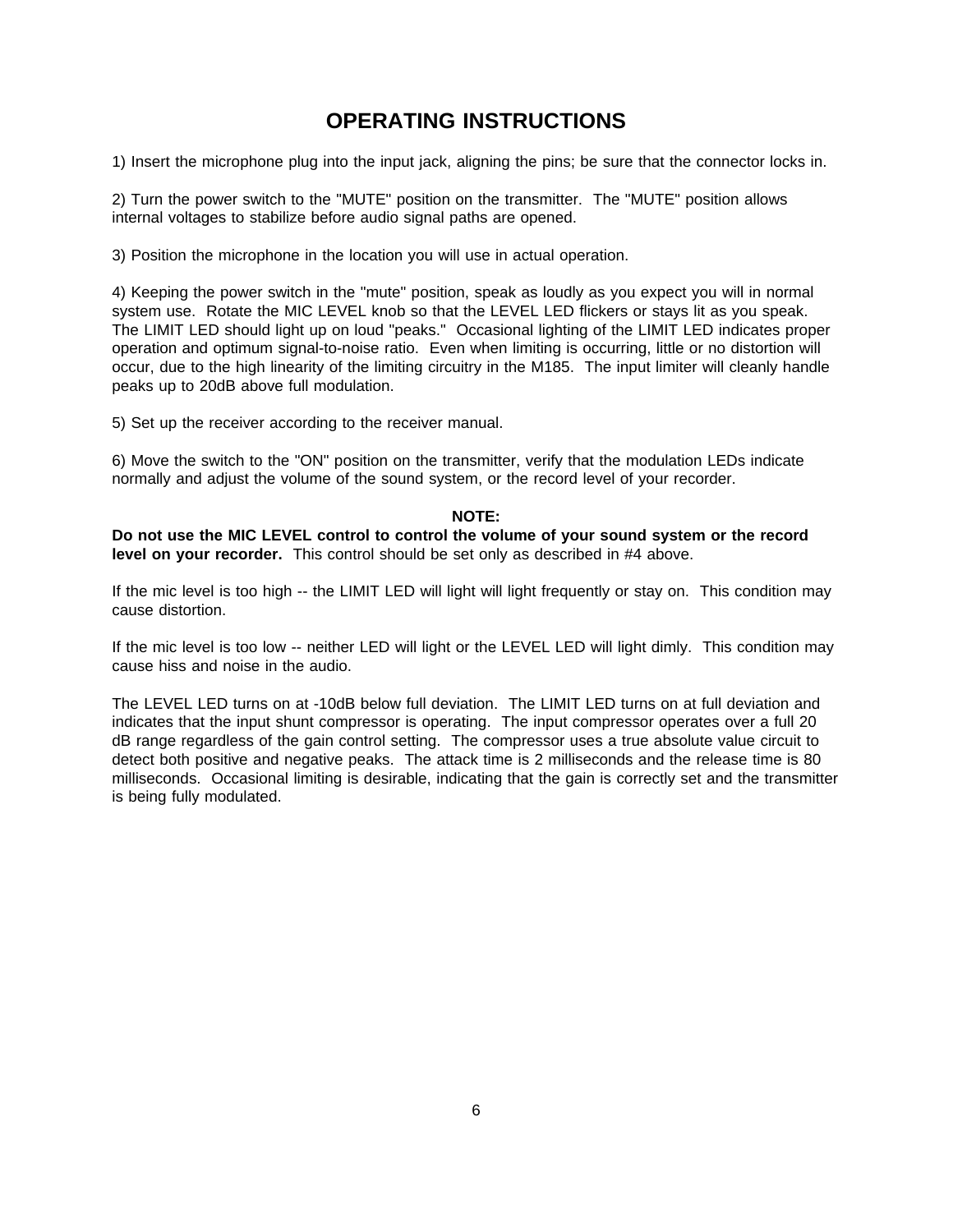# OPERATING INSTRUCTIONS

1) Insert the microphone plug into the input jack, aligning the pins; be sure that the connector locks in.

2) Turn the power switch to the "MUTE" position on the transmitter. The "MUTE" position allows internal voltages to stabilize before audio signal paths are opened.

3) Position the microphone in the location you will use in actual operation.

4) Keeping the power switch in the "mute" position, speak as loudly as you expect you will in normal system use. Rotate the MIC LEVEL knob so that the LEVEL LED flickers or stays lit as you speak. The LIMIT LED should light up on loud "peaks." Occasional lighting of the LIMIT LED indicates proper operation and optimum signal-to-noise ratio. Even when limiting is occurring, little or no distortion will occur, due to the high linearity of the limiting circuitry in the M185. The input limiter will cleanly handle peaks up to 20dB above full modulation.

5) Set up the receiver according to the receiver manual.

6) Move the switch to the "ON" position on the transmitter, verify that the modulation LEDs indicate normally and adjust the volume of the sound system, or the record level of your recorder.

**NOTE:**

**Do not use the MIC LEVEL control to control the volume of your sound system or the record level on your recorder.** This control should be set only as described in #4 above.

If the mic level is too high -- the LIMIT LED will light will light frequently or stay on. This condition may cause distortion.

If the mic level is too low -- neither LED will light or the LEVEL LED will light dimly. This condition may cause hiss and noise in the audio.

The LEVEL LED turns on at -10dB below full deviation. The LIMIT LED turns on at full deviation and indicates that the input shunt compressor is operating. The input compressor operates over a full 20 dB range regardless of the gain control setting. The compressor uses a true absolute value circuit to detect both positive and negative peaks. The attack time is 2 milliseconds and the release time is 80 milliseconds. Occasional limiting is desirable, indicating that the gain is correctly set and the transmitter is being fully modulated.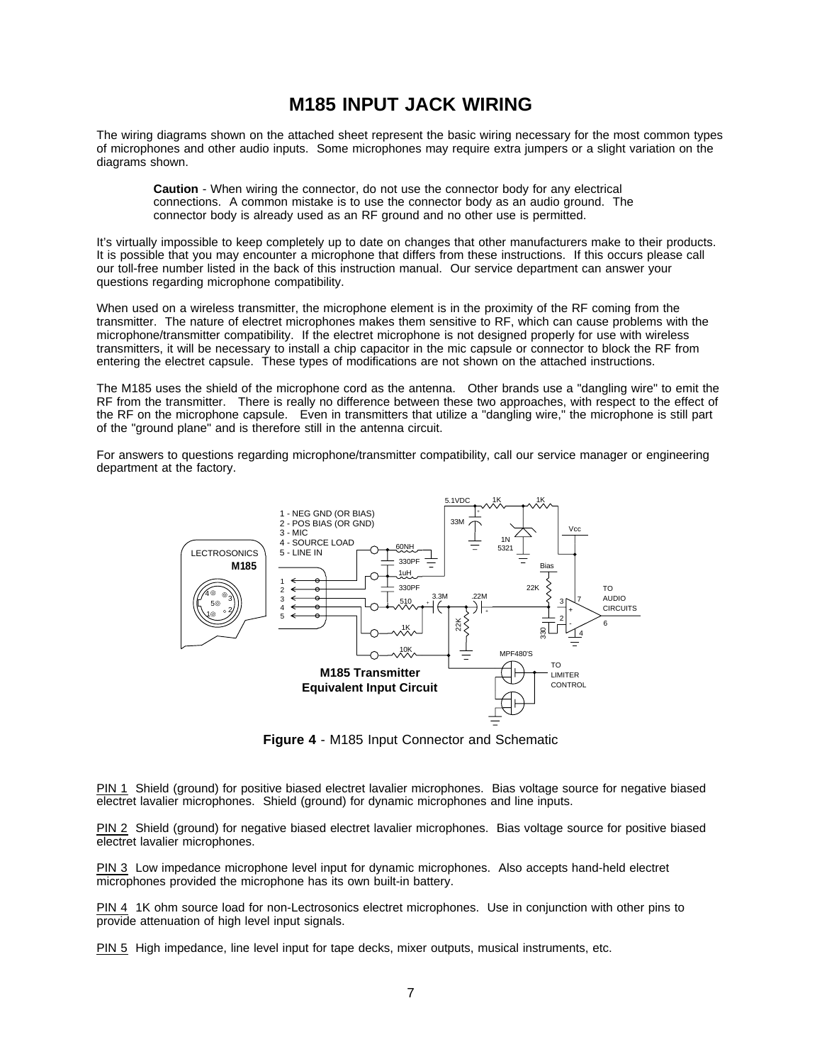# M185 INPUT JACK WIRING

The wiring diagrams shown on the attached sheet represent the basic wiring necessary for the most common types of microphones and other audio inputs. Some microphones may require extra jumpers or a slight variation on the diagrams shown.

> **Caution** - When wiring the connector, do not use the connector body for any electrical connections. A common mistake is to use the connector body as an audio ground. The connector body is already used as an RF ground and no other use is permitted.

It's virtually impossible to keep completely up to date on changes that other manufacturers make to their products. It is possible that you may encounter a microphone that differs from these instructions. If this occurs please call our toll-free number listed in the back of this instruction manual. Our service department can answer your questions regarding microphone compatibility.

When used on a wireless transmitter, the microphone element is in the proximity of the RF coming from the transmitter. The nature of electret microphones makes them sensitive to RF, which can cause problems with the microphone/transmitter compatibility. If the electret microphone is not designed properly for use with wireless transmitters, it will be necessary to install a chip capacitor in the mic capsule or connector to block the RF from entering the electret capsule. These types of modifications are not shown on the attached instructions.

The M185 uses the shield of the microphone cord as the antenna. Other brands use a "dangling wire" to emit the RF from the transmitter. There is really no difference between these two approaches, with respect to the effect of the RF on the microphone capsule. Even in transmitters that utilize a "dangling wire," the microphone is still part of the "ground plane" and is therefore still in the antenna circuit.

For answers to questions regarding microphone/transmitter compatibility, call our service manager or engineering department at the factory.

1 - NEG GND (OR BIAS)
2 - POS BIAS (OR GND)
3 - MIC
4 - SOURCE LOAD
5 - LINE IN

LECTROSONICS M185

M185 Transmitter Equivalent Input Circuit

5.1VDC, 1K, 1K, 33M, 1N 5321, Vcc, 60NH, 330PF, 1uH, 330PF, Bias, 22K, 3.3M, .22M, 510, 1K, 22K, 330, 10K, MPF480'S, TO AUDIO CIRCUITS, TO LIMITER CONTROL

**Figure 4** - M185 Input Connector and Schematic

PIN 1 Shield (ground) for positive biased electret lavalier microphones. Bias voltage source for negative biased electret lavalier microphones. Shield (ground) for dynamic microphones and line inputs.

PIN 2 Shield (ground) for negative biased electret lavalier microphones. Bias voltage source for positive biased electret lavalier microphones.

PIN 3 Low impedance microphone level input for dynamic microphones. Also accepts hand-held electret microphones provided the microphone has its own built-in battery.

PIN 4 1K ohm source load for non-Lectrosonics electret microphones. Use in conjunction with other pins to provide attenuation of high level input signals.

PIN 5 High impedance, line level input for tape decks, mixer outputs, musical instruments, etc.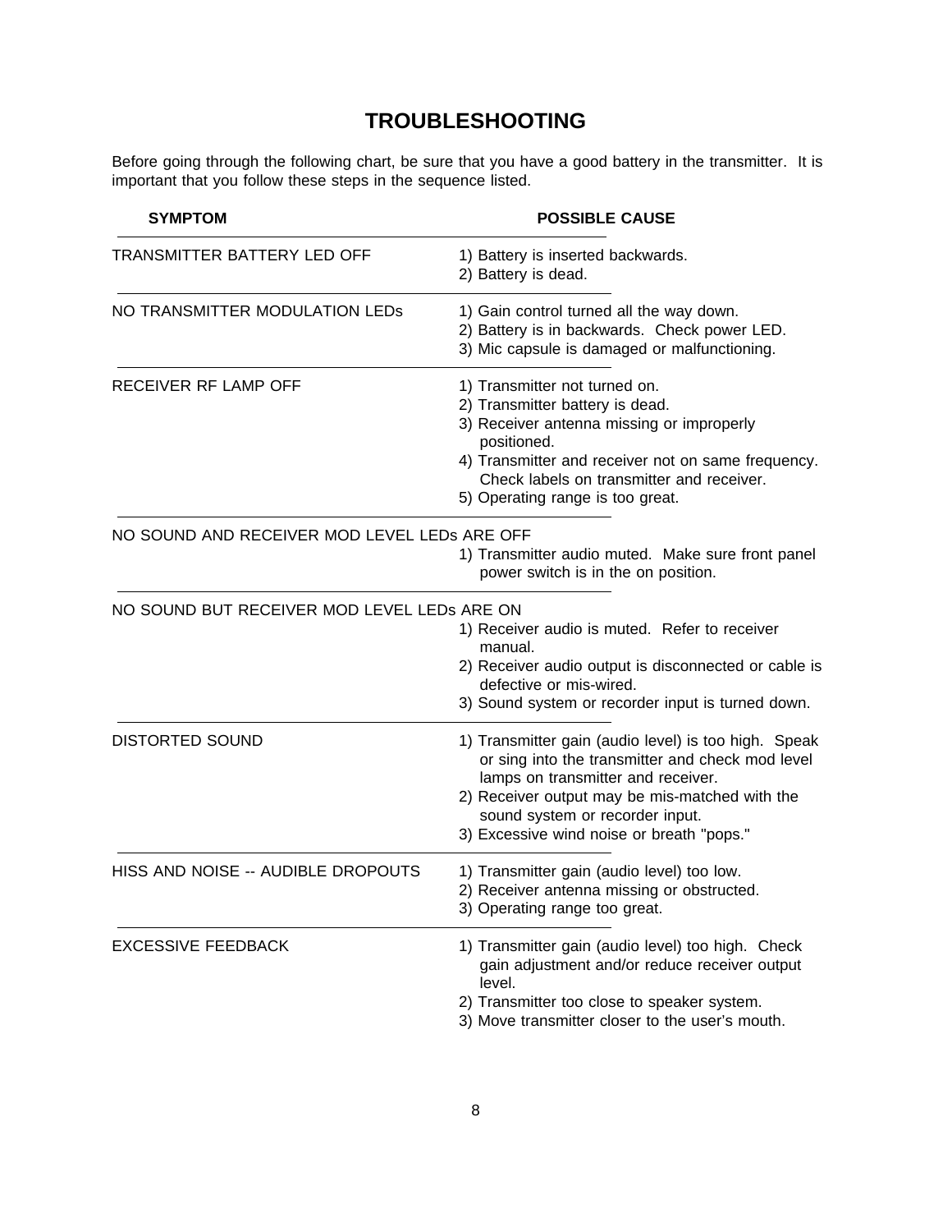# TROUBLESHOOTING

Before going through the following chart, be sure that you have a good battery in the transmitter. It is important that you follow these steps in the sequence listed.

| SYMPTOM | POSSIBLE CAUSE |
|---|---|
| TRANSMITTER BATTERY LED OFF | 1) Battery is inserted backwards.<br>2) Battery is dead. |
| NO TRANSMITTER MODULATION LEDs | 1) Gain control turned all the way down.<br>2) Battery is in backwards. Check power LED.<br>3) Mic capsule is damaged or malfunctioning. |
| RECEIVER RF LAMP OFF | 1) Transmitter not turned on.<br>2) Transmitter battery is dead.<br>3) Receiver antenna missing or improperly positioned.<br>4) Transmitter and receiver not on same frequency. Check labels on transmitter and receiver.<br>5) Operating range is too great. |
| NO SOUND AND RECEIVER MOD LEVEL LEDs ARE OFF | 1) Transmitter audio muted. Make sure front panel power switch is in the on position. |
| NO SOUND BUT RECEIVER MOD LEVEL LEDs ARE ON | 1) Receiver audio is muted. Refer to receiver manual.<br>2) Receiver audio output is disconnected or cable is defective or mis-wired.<br>3) Sound system or recorder input is turned down. |
| DISTORTED SOUND | 1) Transmitter gain (audio level) is too high. Speak or sing into the transmitter and check mod level lamps on transmitter and receiver.<br>2) Receiver output may be mis-matched with the sound system or recorder input.<br>3) Excessive wind noise or breath "pops." |
| HISS AND NOISE -- AUDIBLE DROPOUTS | 1) Transmitter gain (audio level) too low.<br>2) Receiver antenna missing or obstructed.<br>3) Operating range too great. |
| EXCESSIVE FEEDBACK | 1) Transmitter gain (audio level) too high. Check gain adjustment and/or reduce receiver output level.<br>2) Transmitter too close to speaker system.<br>3) Move transmitter closer to the user's mouth. |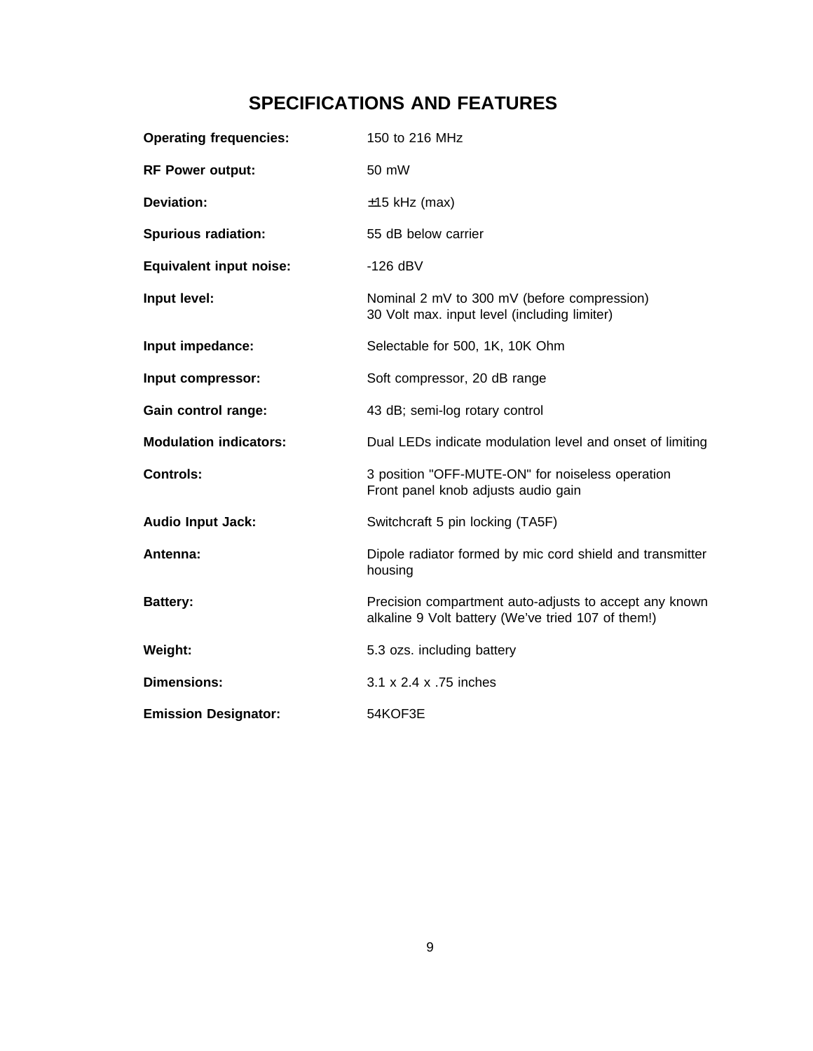# SPECIFICATIONS AND FEATURES

| | |
|---|---|
| **Operating frequencies:** | 150 to 216 MHz |
| **RF Power output:** | 50 mW |
| **Deviation:** | ±15 kHz (max) |
| **Spurious radiation:** | 55 dB below carrier |
| **Equivalent input noise:** | -126 dBV |
| **Input level:** | Nominal 2 mV to 300 mV (before compression)<br>30 Volt max. input level (including limiter) |
| **Input impedance:** | Selectable for 500, 1K, 10K Ohm |
| **Input compressor:** | Soft compressor, 20 dB range |
| **Gain control range:** | 43 dB; semi-log rotary control |
| **Modulation indicators:** | Dual LEDs indicate modulation level and onset of limiting |
| **Controls:** | 3 position "OFF-MUTE-ON" for noiseless operation<br>Front panel knob adjusts audio gain |
| **Audio Input Jack:** | Switchcraft 5 pin locking (TA5F) |
| **Antenna:** | Dipole radiator formed by mic cord shield and transmitter housing |
| **Battery:** | Precision compartment auto-adjusts to accept any known alkaline 9 Volt battery (We've tried 107 of them!) |
| **Weight:** | 5.3 ozs. including battery |
| **Dimensions:** | 3.1 x 2.4 x .75 inches |
| **Emission Designator:** | 54KOF3E |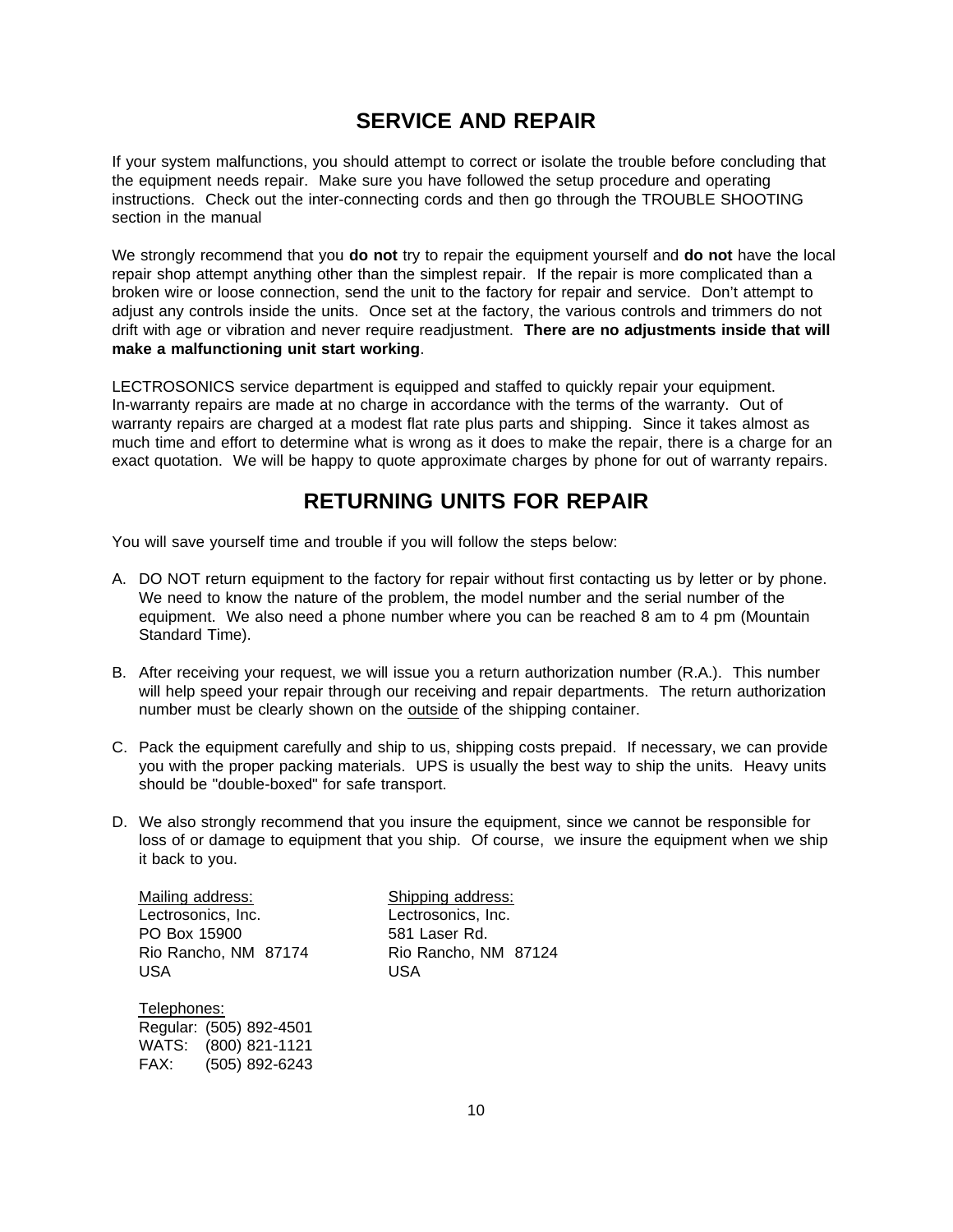# SERVICE AND REPAIR

If your system malfunctions, you should attempt to correct or isolate the trouble before concluding that the equipment needs repair. Make sure you have followed the setup procedure and operating instructions. Check out the inter-connecting cords and then go through the TROUBLE SHOOTING section in the manual

We strongly recommend that you **do not** try to repair the equipment yourself and **do not** have the local repair shop attempt anything other than the simplest repair. If the repair is more complicated than a broken wire or loose connection, send the unit to the factory for repair and service. Don't attempt to adjust any controls inside the units. Once set at the factory, the various controls and trimmers do not drift with age or vibration and never require readjustment. **There are no adjustments inside that will make a malfunctioning unit start working**.

LECTROSONICS service department is equipped and staffed to quickly repair your equipment. In-warranty repairs are made at no charge in accordance with the terms of the warranty. Out of warranty repairs are charged at a modest flat rate plus parts and shipping. Since it takes almost as much time and effort to determine what is wrong as it does to make the repair, there is a charge for an exact quotation. We will be happy to quote approximate charges by phone for out of warranty repairs.

# RETURNING UNITS FOR REPAIR

You will save yourself time and trouble if you will follow the steps below:

A. DO NOT return equipment to the factory for repair without first contacting us by letter or by phone. We need to know the nature of the problem, the model number and the serial number of the equipment. We also need a phone number where you can be reached 8 am to 4 pm (Mountain Standard Time).

B. After receiving your request, we will issue you a return authorization number (R.A.). This number will help speed your repair through our receiving and repair departments. The return authorization number must be clearly shown on the outside of the shipping container.

C. Pack the equipment carefully and ship to us, shipping costs prepaid. If necessary, we can provide you with the proper packing materials. UPS is usually the best way to ship the units. Heavy units should be "double-boxed" for safe transport.

D. We also strongly recommend that you insure the equipment, since we cannot be responsible for loss of or damage to equipment that you ship. Of course, we insure the equipment when we ship it back to you.

Mailing address:
Lectrosonics, Inc.
PO Box 15900
Rio Rancho, NM 87174
USA

Shipping address:
Lectrosonics, Inc.
581 Laser Rd.
Rio Rancho, NM 87124
USA

Telephones:
Regular: (505) 892-4501
WATS: (800) 821-1121
FAX: (505) 892-6243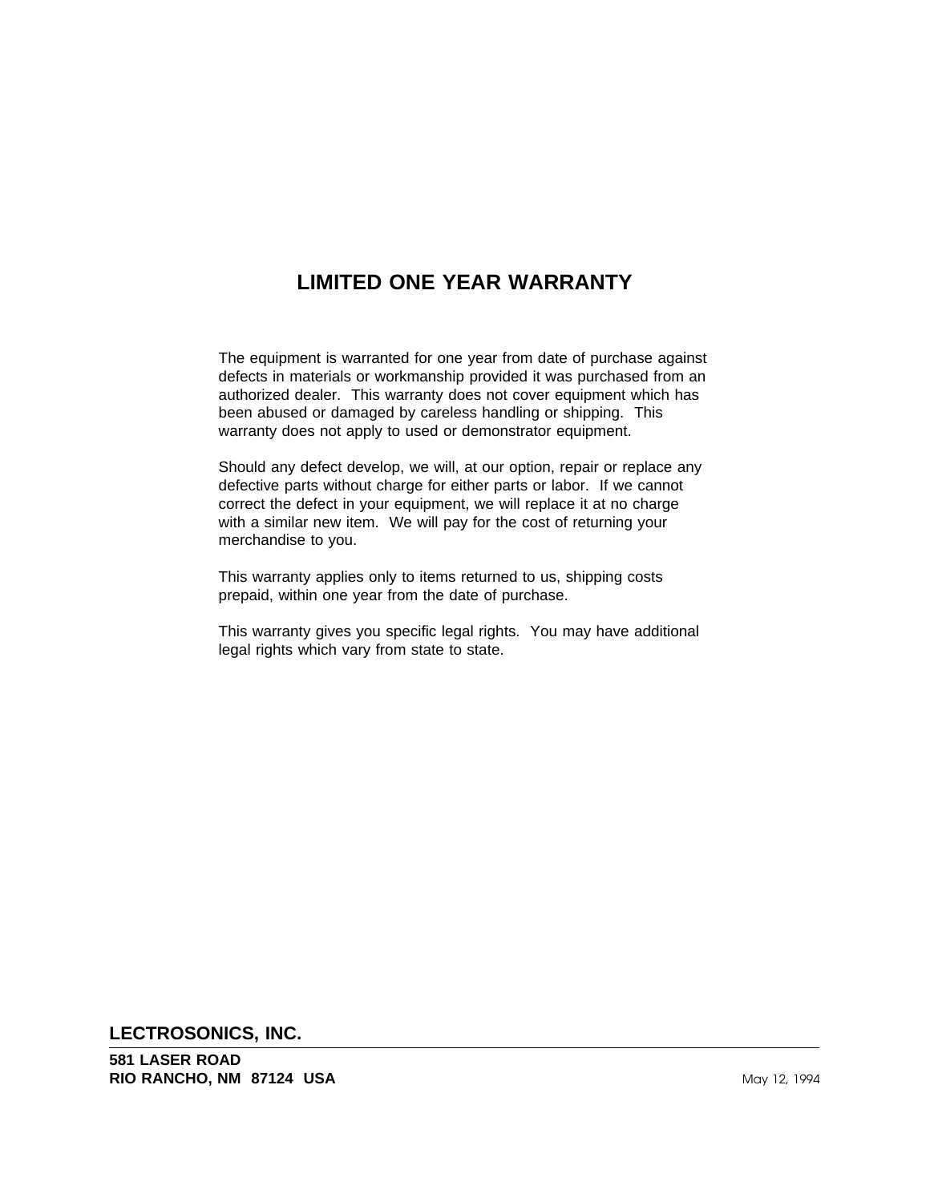# LIMITED ONE YEAR WARRANTY

The equipment is warranted for one year from date of purchase against defects in materials or workmanship provided it was purchased from an authorized dealer. This warranty does not cover equipment which has been abused or damaged by careless handling or shipping. This warranty does not apply to used or demonstrator equipment.

Should any defect develop, we will, at our option, repair or replace any defective parts without charge for either parts or labor. If we cannot correct the defect in your equipment, we will replace it at no charge with a similar new item. We will pay for the cost of returning your merchandise to you.

This warranty applies only to items returned to us, shipping costs prepaid, within one year from the date of purchase.

This warranty gives you specific legal rights. You may have additional legal rights which vary from state to state.

**LECTROSONICS, INC.**

**581 LASER ROAD**
**RIO RANCHO, NM 87124 USA**

May 12, 1994